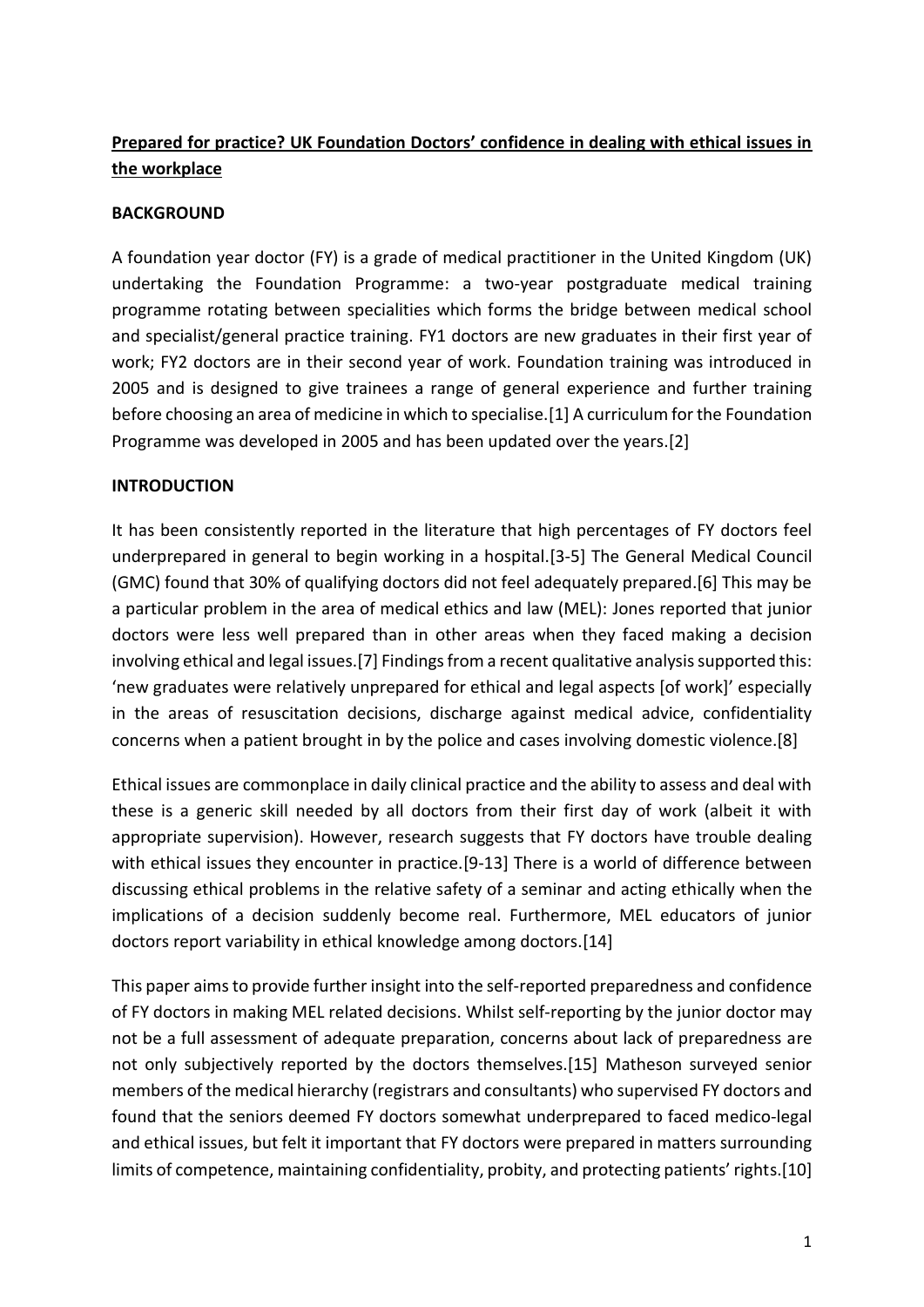# **Prepared for practice? UK Foundation Doctors' confidence in dealing with ethical issues in the workplace**

## **BACKGROUND**

A foundation year doctor (FY) is a grade of medical practitioner in the United Kingdom (UK) undertaking the Foundation Programme: a two-year postgraduate medical training programme rotating between specialities which forms the bridge between medical school and specialist/general practice training. FY1 doctors are new graduates in their first year of work; FY2 doctors are in their second year of work. Foundation training was introduced in 2005 and is designed to give trainees a range of general experience and further training before choosing an area of medicine in which to specialise.[1] A curriculum for the Foundation Programme was developed in 2005 and has been updated over the years.[2]

## **INTRODUCTION**

It has been consistently reported in the literature that high percentages of FY doctors feel underprepared in general to begin working in a hospital.[3-5] The General Medical Council (GMC) found that 30% of qualifying doctors did not feel adequately prepared.[6] This may be a particular problem in the area of medical ethics and law (MEL): Jones reported that junior doctors were less well prepared than in other areas when they faced making a decision involving ethical and legal issues.[7] Findings from a recent qualitative analysis supported this: 'new graduates were relatively unprepared for ethical and legal aspects [of work]' especially in the areas of resuscitation decisions, discharge against medical advice, confidentiality concerns when a patient brought in by the police and cases involving domestic violence.[8]

Ethical issues are commonplace in daily clinical practice and the ability to assess and deal with these is a generic skill needed by all doctors from their first day of work (albeit it with appropriate supervision). However, research suggests that FY doctors have trouble dealing with ethical issues they encounter in practice.[9-13] There is a world of difference between discussing ethical problems in the relative safety of a seminar and acting ethically when the implications of a decision suddenly become real. Furthermore, MEL educators of junior doctors report variability in ethical knowledge among doctors.[14]

This paper aims to provide further insight into the self-reported preparedness and confidence of FY doctors in making MEL related decisions. Whilst self-reporting by the junior doctor may not be a full assessment of adequate preparation, concerns about lack of preparedness are not only subjectively reported by the doctors themselves.[15] Matheson surveyed senior members of the medical hierarchy (registrars and consultants) who supervised FY doctors and found that the seniors deemed FY doctors somewhat underprepared to faced medico-legal and ethical issues, but felt it important that FY doctors were prepared in matters surrounding limits of competence, maintaining confidentiality, probity, and protecting patients' rights.[10]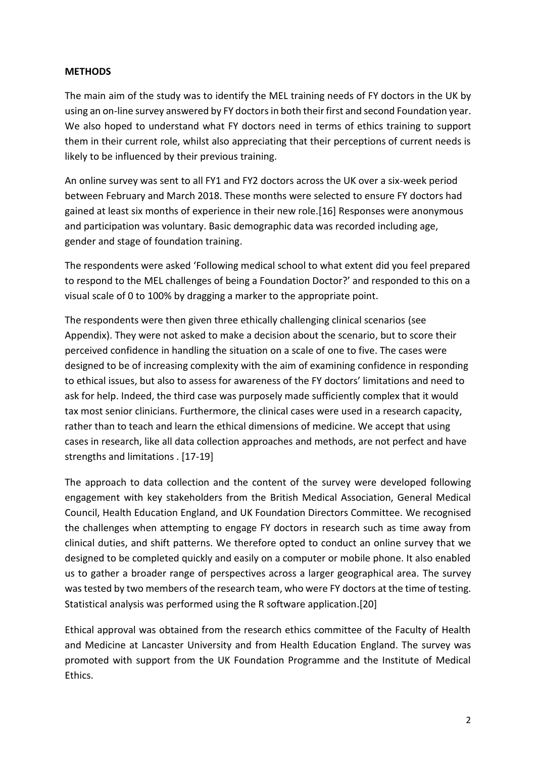## METHODS

The main aim of the study was to identify the MEL training needs of FY doctors in the UK by using an on-line survey answered by FY doctors in both their first and second Foundation year. We also hoped to understand what FY doctors need in terms of ethics training to support them in their current role, whilst also appreciating that their perceptions of current needs is likely to be influenced by their previous training.

An online survey was sent to all FY1 and FY2 doctors across the UK over a six-week period between February and March 2018. These months were selected to ensure FY doctors had gained at least six months of experience in their new role.[16] Responses were anonymous and participation was voluntary. Basic demographic data was recorded including age, gender and stage of foundation training.

The respondents were asked 'Following medical school to what extent did you feel prepared to respond to the MEL challenges of being a Foundation Doctor?' and responded to this on a visual scale of 0 to 100% by dragging a marker to the appropriate point.

The respondents were then given three ethically challenging clinical scenarios (see Appendix). They were not asked to make a decision about the scenario, but to score their perceived confidence in handling the situation on a scale of one to five. The cases were designed to be of increasing complexity with the aim of examining confidence in responding to ethical issues, but also to assess for awareness of the FY doctors' limitations and need to ask for help. Indeed, the third case was purposely made sufficiently complex that it would tax most senior clinicians. Furthermore, the clinical cases were used in a research capacity, rather than to teach and learn the ethical dimensions of medicine. We accept that using cases in research, like all data collection approaches and methods, are not perfect and have strengths and limitations . [17-19]

The approach to data collection and the content of the survey were developed following engagement with key stakeholders from the British Medical Association, General Medical Council, Health Education England, and UK Foundation Directors Committee. We recognised the challenges when attempting to engage FY doctors in research such as time away from clinical duties, and shift patterns. We therefore opted to conduct an online survey that we designed to be completed quickly and easily on a computer or mobile phone. It also enabled us to gather a broader range of perspectives across a larger geographical area. The survey was tested by two members of the research team, who were FY doctors at the time of testing. Statistical analysis was performed using the R software application.[20]

Ethical approval was obtained from the research ethics committee of the Faculty of Health and Medicine at Lancaster University and from Health Education England. The survey was promoted with support from the UK Foundation Programme and the Institute of Medical Ethics.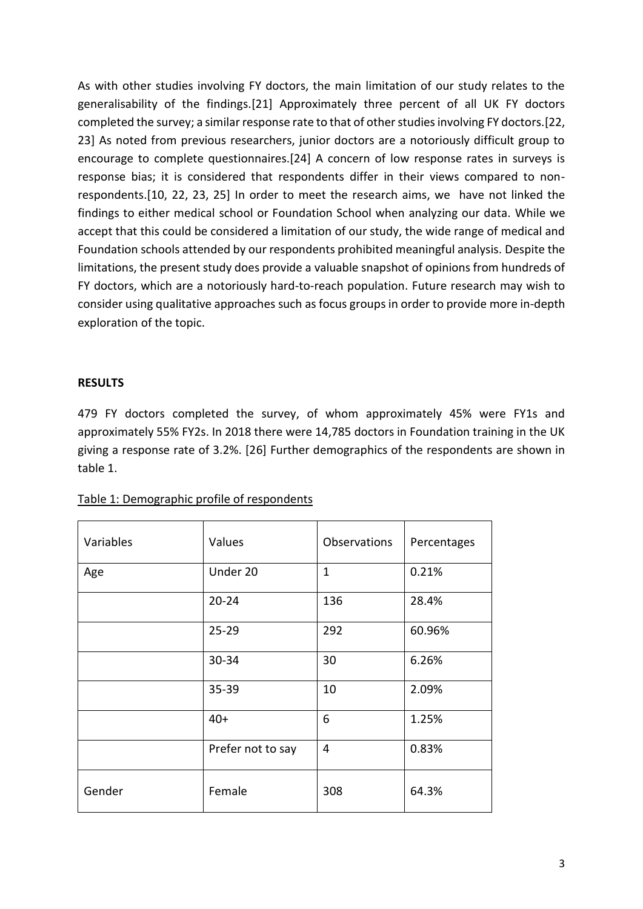As with other studies involving FY doctors, the main limitation of our study relates to the generalisability of the findings.[21] Approximately three percent of all UK FY doctors completed the survey; a similar response rate to that of other studies involving FY doctors.[22, 23] As noted from previous researchers, junior doctors are a notoriously difficult group to encourage to complete questionnaires.[24] A concern of low response rates in surveys is response bias; it is considered that respondents differ in their views compared to non-respondents.[10, 22, 23, 25] In order to meet the research aims, we have not linked the findings to either medical school or Foundation School when analyzing our data. While we accept that this could be considered a limitation of our study, the wide range of medical and Foundation schools attended by our respondents prohibited meaningful analysis. Despite the limitations, the present study does provide a valuable snapshot of opinions from hundreds of FY doctors, which are a notoriously hard-to-reach population. Future research may wish to consider using qualitative approaches such as focus groups in order to provide more in-depth exploration of the topic.

## RESULTS

479 FY doctors completed the survey, of whom approximately 45% were FY1s and approximately 55% FY2s. In 2018 there were 14,785 doctors in Foundation training in the UK giving a response rate of 3.2%. [26] Further demographics of the respondents are shown in table 1.

Table 1: Demographic profile of respondents

| Variables | Values | Observations | Percentages |
|---|---|---|---|
| Age | Under 20 | 1 | 0.21% |
| | 20-24 | 136 | 28.4% |
| | 25-29 | 292 | 60.96% |
| | 30-34 | 30 | 6.26% |
| | 35-39 | 10 | 2.09% |
| | 40+ | 6 | 1.25% |
| | Prefer not to say | 4 | 0.83% |
| Gender | Female | 308 | 64.3% |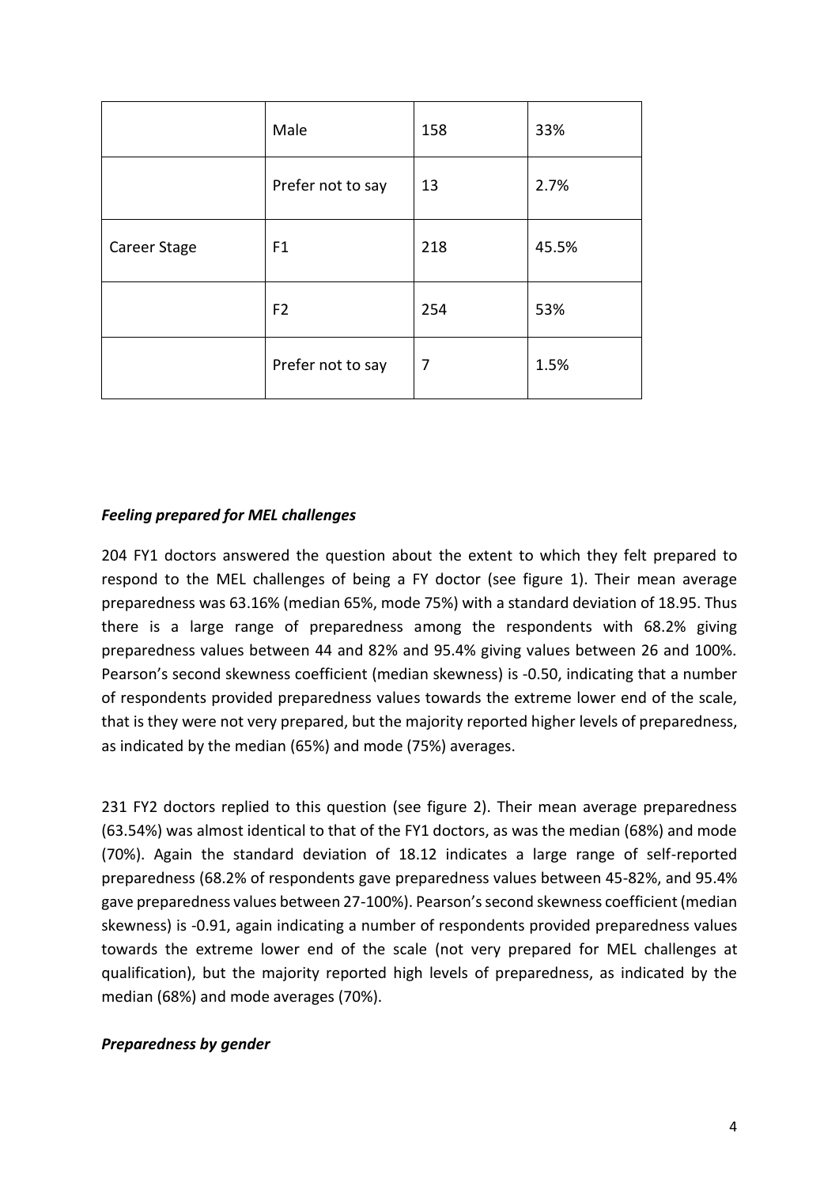|  | Male | 158 | 33% |
| --- | --- | --- | --- |
|  | Prefer not to say | 13 | 2.7% |
| Career Stage | F1 | 218 | 45.5% |
|  | F2 | 254 | 53% |
|  | Prefer not to say | 7 | 1.5% |

***Feeling prepared for MEL challenges***

204 FY1 doctors answered the question about the extent to which they felt prepared to respond to the MEL challenges of being a FY doctor (see figure 1). Their mean average preparedness was 63.16% (median 65%, mode 75%) with a standard deviation of 18.95. Thus there is a large range of preparedness among the respondents with 68.2% giving preparedness values between 44 and 82% and 95.4% giving values between 26 and 100%. Pearson's second skewness coefficient (median skewness) is -0.50, indicating that a number of respondents provided preparedness values towards the extreme lower end of the scale, that is they were not very prepared, but the majority reported higher levels of preparedness, as indicated by the median (65%) and mode (75%) averages.

231 FY2 doctors replied to this question (see figure 2). Their mean average preparedness (63.54%) was almost identical to that of the FY1 doctors, as was the median (68%) and mode (70%). Again the standard deviation of 18.12 indicates a large range of self-reported preparedness (68.2% of respondents gave preparedness values between 45-82%, and 95.4% gave preparedness values between 27-100%). Pearson's second skewness coefficient (median skewness) is -0.91, again indicating a number of respondents provided preparedness values towards the extreme lower end of the scale (not very prepared for MEL challenges at qualification), but the majority reported high levels of preparedness, as indicated by the median (68%) and mode averages (70%).

***Preparedness by gender***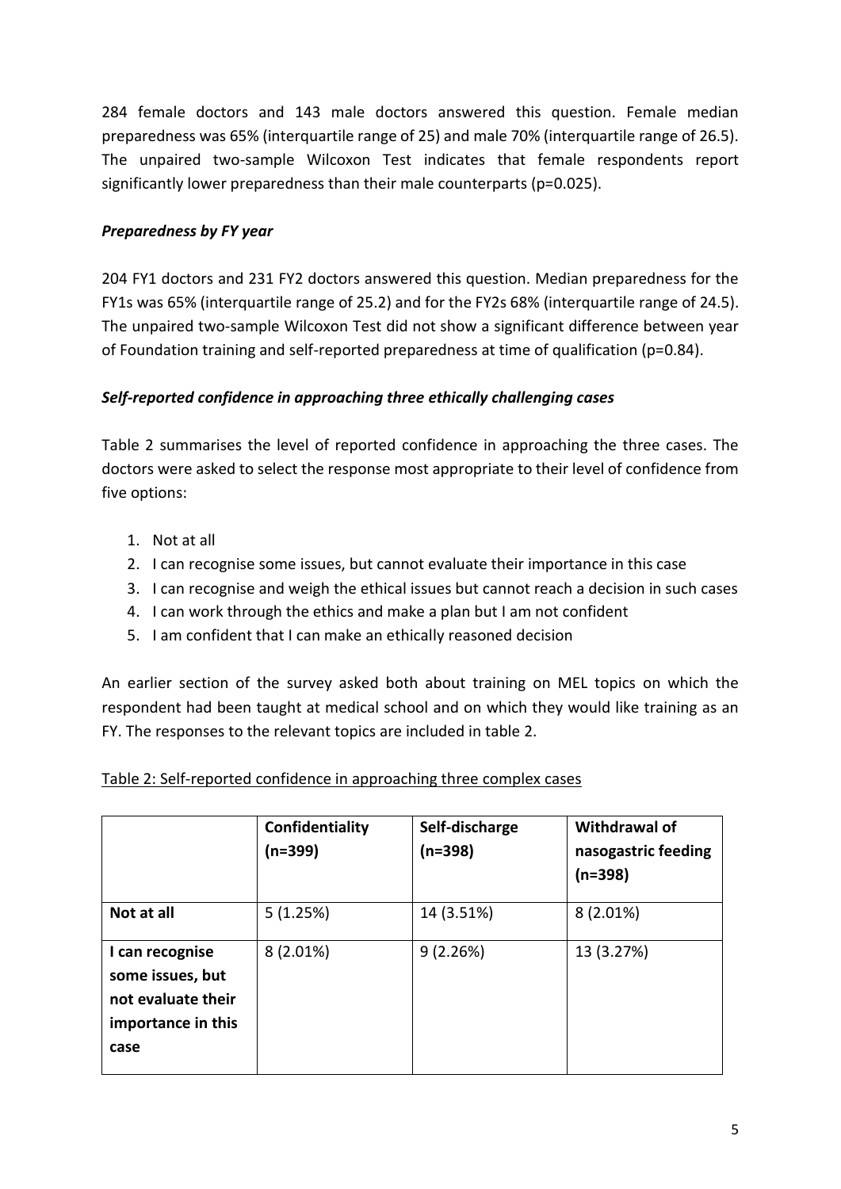284 female doctors and 143 male doctors answered this question. Female median preparedness was 65% (interquartile range of 25) and male 70% (interquartile range of 26.5). The unpaired two-sample Wilcoxon Test indicates that female respondents report significantly lower preparedness than their male counterparts ($p=0.025$).

### *Preparedness by FY year*

204 FY1 doctors and 231 FY2 doctors answered this question. Median preparedness for the FY1s was 65% (interquartile range of 25.2) and for the FY2s 68% (interquartile range of 24.5). The unpaired two-sample Wilcoxon Test did not show a significant difference between year of Foundation training and self-reported preparedness at time of qualification ($p=0.84$).

### *Self-reported confidence in approaching three ethically challenging cases*

Table 2 summarises the level of reported confidence in approaching the three cases. The doctors were asked to select the response most appropriate to their level of confidence from five options:

1. Not at all
2. I can recognise some issues, but cannot evaluate their importance in this case
3. I can recognise and weigh the ethical issues but cannot reach a decision in such cases
4. I can work through the ethics and make a plan but I am not confident
5. I am confident that I can make an ethically reasoned decision

An earlier section of the survey asked both about training on MEL topics on which the respondent had been taught at medical school and on which they would like training as an FY. The responses to the relevant topics are included in table 2.

Table 2: Self-reported confidence in approaching three complex cases

| | **Confidentiality (n=399)** | **Self-discharge (n=398)** | **Withdrawal of nasogastric feeding (n=398)** |
|---|---|---|---|
| **Not at all** | 5 (1.25%) | 14 (3.51%) | 8 (2.01%) |
| **I can recognise some issues, but not evaluate their importance in this case** | 8 (2.01%) | 9 (2.26%) | 13 (3.27%) |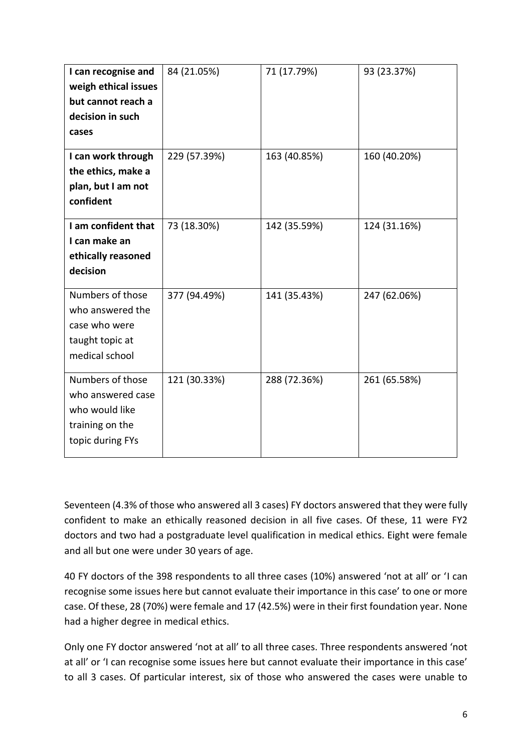| | | | |
|---|---|---|---|
| **I can recognise and weigh ethical issues but cannot reach a decision in such cases** | 84 (21.05%) | 71 (17.79%) | 93 (23.37%) |
| **I can work through the ethics, make a plan, but I am not confident** | 229 (57.39%) | 163 (40.85%) | 160 (40.20%) |
| **I am confident that I can make an ethically reasoned decision** | 73 (18.30%) | 142 (35.59%) | 124 (31.16%) |
| Numbers of those who answered the case who were taught topic at medical school | 377 (94.49%) | 141 (35.43%) | 247 (62.06%) |
| Numbers of those who answered case who would like training on the topic during FYs | 121 (30.33%) | 288 (72.36%) | 261 (65.58%) |

Seventeen (4.3% of those who answered all 3 cases) FY doctors answered that they were fully confident to make an ethically reasoned decision in all five cases. Of these, 11 were FY2 doctors and two had a postgraduate level qualification in medical ethics. Eight were female and all but one were under 30 years of age.

40 FY doctors of the 398 respondents to all three cases (10%) answered 'not at all' or 'I can recognise some issues here but cannot evaluate their importance in this case' to one or more case. Of these, 28 (70%) were female and 17 (42.5%) were in their first foundation year. None had a higher degree in medical ethics.

Only one FY doctor answered 'not at all' to all three cases. Three respondents answered 'not at all' or 'I can recognise some issues here but cannot evaluate their importance in this case' to all 3 cases. Of particular interest, six of those who answered the cases were unable to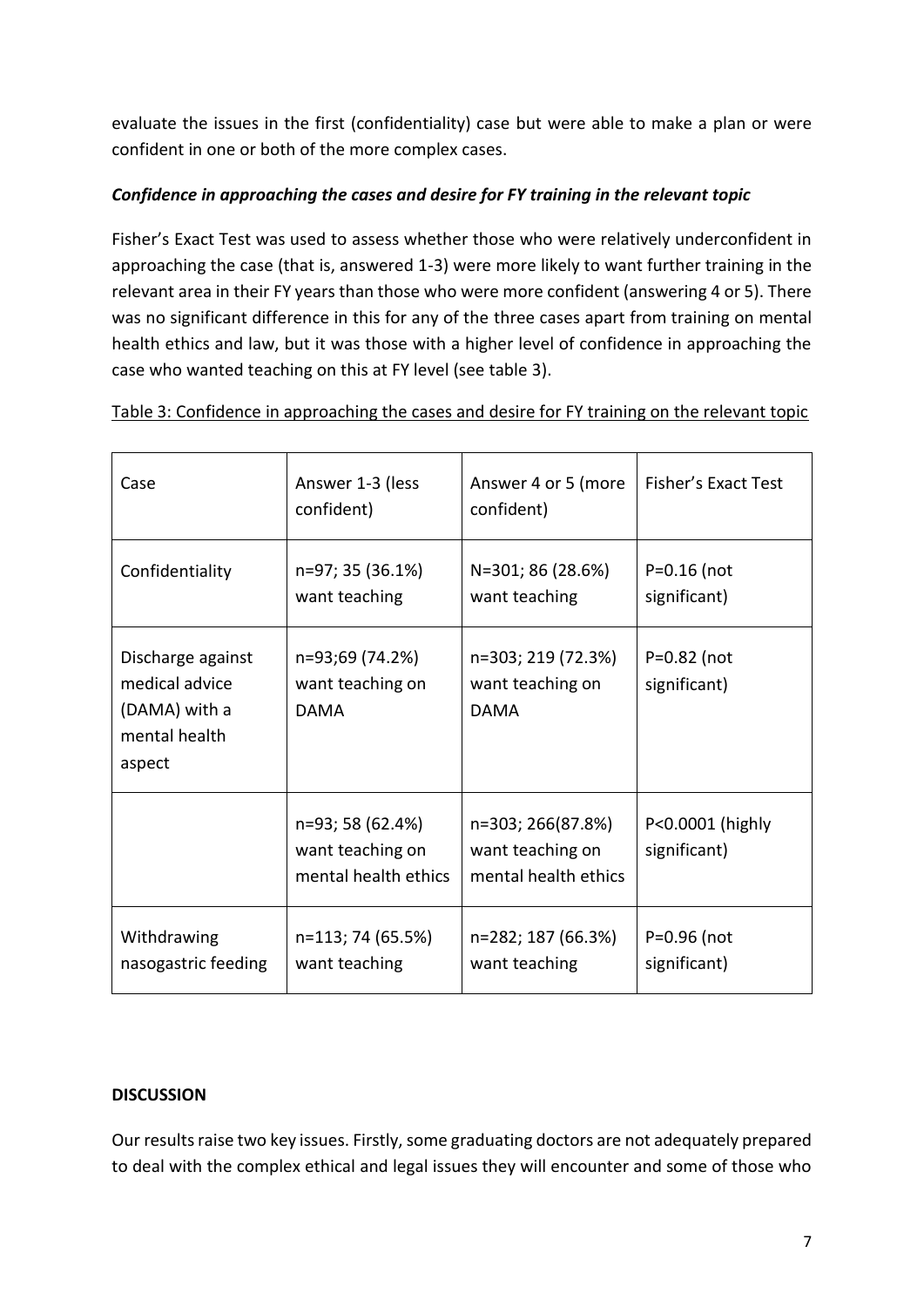evaluate the issues in the first (confidentiality) case but were able to make a plan or were confident in one or both of the more complex cases.

***Confidence in approaching the cases and desire for FY training in the relevant topic***

Fisher's Exact Test was used to assess whether those who were relatively underconfident in approaching the case (that is, answered 1-3) were more likely to want further training in the relevant area in their FY years than those who were more confident (answering 4 or 5). There was no significant difference in this for any of the three cases apart from training on mental health ethics and law, but it was those with a higher level of confidence in approaching the case who wanted teaching on this at FY level (see table 3).

Table 3: Confidence in approaching the cases and desire for FY training on the relevant topic

| Case | Answer 1-3 (less confident) | Answer 4 or 5 (more confident) | Fisher's Exact Test |
|---|---|---|---|
| Confidentiality | n=97; 35 (36.1%) want teaching | N=301; 86 (28.6%) want teaching | P=0.16 (not significant) |
| Discharge against medical advice (DAMA) with a mental health aspect | n=93;69 (74.2%) want teaching on DAMA | n=303; 219 (72.3%) want teaching on DAMA | P=0.82 (not significant) |
| | n=93; 58 (62.4%) want teaching on mental health ethics | n=303; 266(87.8%) want teaching on mental health ethics | P<0.0001 (highly significant) |
| Withdrawing nasogastric feeding | n=113; 74 (65.5%) want teaching | n=282; 187 (66.3%) want teaching | P=0.96 (not significant) |

**DISCUSSION**

Our results raise two key issues. Firstly, some graduating doctors are not adequately prepared to deal with the complex ethical and legal issues they will encounter and some of those who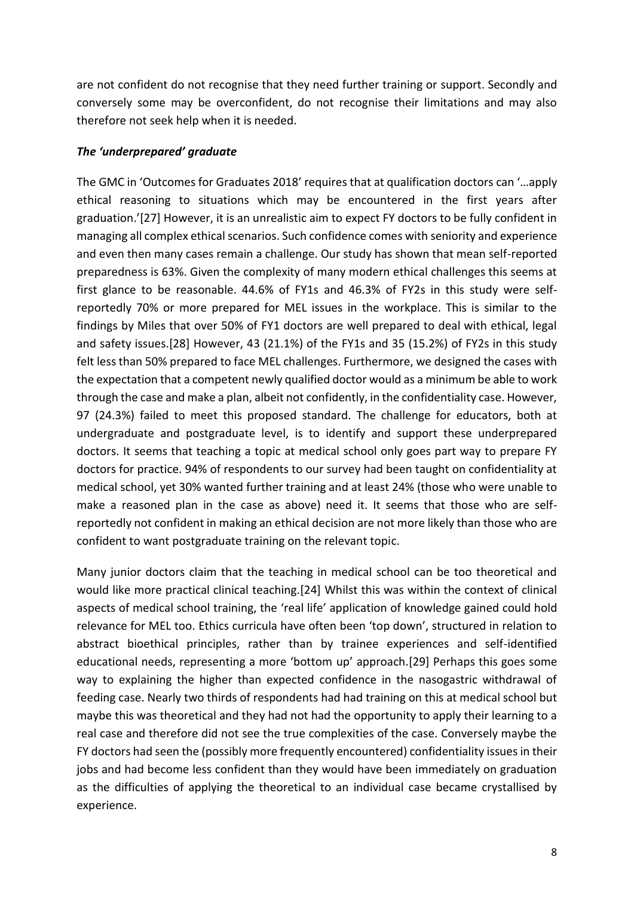are not confident do not recognise that they need further training or support. Secondly and conversely some may be overconfident, do not recognise their limitations and may also therefore not seek help when it is needed.

### *The 'underprepared' graduate*

The GMC in 'Outcomes for Graduates 2018' requires that at qualification doctors can '…apply ethical reasoning to situations which may be encountered in the first years after graduation.'[27] However, it is an unrealistic aim to expect FY doctors to be fully confident in managing all complex ethical scenarios. Such confidence comes with seniority and experience and even then many cases remain a challenge. Our study has shown that mean self-reported preparedness is 63%. Given the complexity of many modern ethical challenges this seems at first glance to be reasonable. 44.6% of FY1s and 46.3% of FY2s in this study were self-reportedly 70% or more prepared for MEL issues in the workplace. This is similar to the findings by Miles that over 50% of FY1 doctors are well prepared to deal with ethical, legal and safety issues.[28] However, 43 (21.1%) of the FY1s and 35 (15.2%) of FY2s in this study felt less than 50% prepared to face MEL challenges. Furthermore, we designed the cases with the expectation that a competent newly qualified doctor would as a minimum be able to work through the case and make a plan, albeit not confidently, in the confidentiality case. However, 97 (24.3%) failed to meet this proposed standard. The challenge for educators, both at undergraduate and postgraduate level, is to identify and support these underprepared doctors. It seems that teaching a topic at medical school only goes part way to prepare FY doctors for practice. 94% of respondents to our survey had been taught on confidentiality at medical school, yet 30% wanted further training and at least 24% (those who were unable to make a reasoned plan in the case as above) need it. It seems that those who are self-reportedly not confident in making an ethical decision are not more likely than those who are confident to want postgraduate training on the relevant topic.

Many junior doctors claim that the teaching in medical school can be too theoretical and would like more practical clinical teaching.[24] Whilst this was within the context of clinical aspects of medical school training, the 'real life' application of knowledge gained could hold relevance for MEL too. Ethics curricula have often been 'top down', structured in relation to abstract bioethical principles, rather than by trainee experiences and self-identified educational needs, representing a more 'bottom up' approach.[29] Perhaps this goes some way to explaining the higher than expected confidence in the nasogastric withdrawal of feeding case. Nearly two thirds of respondents had had training on this at medical school but maybe this was theoretical and they had not had the opportunity to apply their learning to a real case and therefore did not see the true complexities of the case. Conversely maybe the FY doctors had seen the (possibly more frequently encountered) confidentiality issues in their jobs and had become less confident than they would have been immediately on graduation as the difficulties of applying the theoretical to an individual case became crystallised by experience.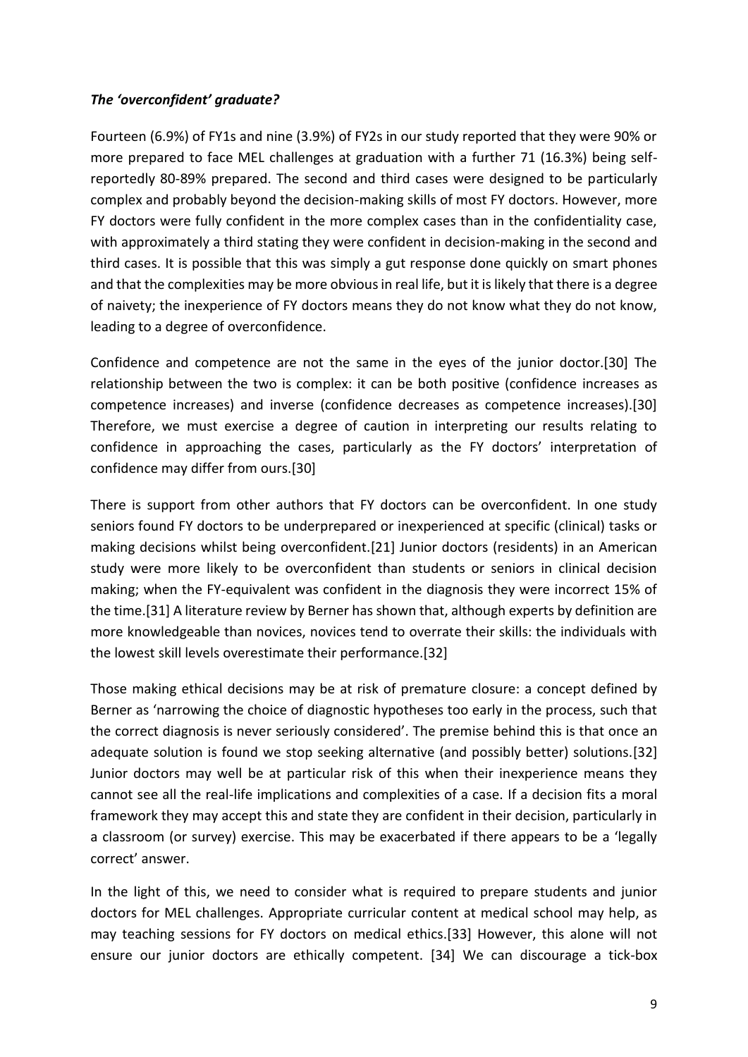### *The 'overconfident' graduate?*

Fourteen (6.9%) of FY1s and nine (3.9%) of FY2s in our study reported that they were 90% or more prepared to face MEL challenges at graduation with a further 71 (16.3%) being self-reportedly 80-89% prepared. The second and third cases were designed to be particularly complex and probably beyond the decision-making skills of most FY doctors. However, more FY doctors were fully confident in the more complex cases than in the confidentiality case, with approximately a third stating they were confident in decision-making in the second and third cases. It is possible that this was simply a gut response done quickly on smart phones and that the complexities may be more obvious in real life, but it is likely that there is a degree of naivety; the inexperience of FY doctors means they do not know what they do not know, leading to a degree of overconfidence.

Confidence and competence are not the same in the eyes of the junior doctor.[30] The relationship between the two is complex: it can be both positive (confidence increases as competence increases) and inverse (confidence decreases as competence increases).[30] Therefore, we must exercise a degree of caution in interpreting our results relating to confidence in approaching the cases, particularly as the FY doctors' interpretation of confidence may differ from ours.[30]

There is support from other authors that FY doctors can be overconfident. In one study seniors found FY doctors to be underprepared or inexperienced at specific (clinical) tasks or making decisions whilst being overconfident.[21] Junior doctors (residents) in an American study were more likely to be overconfident than students or seniors in clinical decision making; when the FY-equivalent was confident in the diagnosis they were incorrect 15% of the time.[31] A literature review by Berner has shown that, although experts by definition are more knowledgeable than novices, novices tend to overrate their skills: the individuals with the lowest skill levels overestimate their performance.[32]

Those making ethical decisions may be at risk of premature closure: a concept defined by Berner as 'narrowing the choice of diagnostic hypotheses too early in the process, such that the correct diagnosis is never seriously considered'. The premise behind this is that once an adequate solution is found we stop seeking alternative (and possibly better) solutions.[32] Junior doctors may well be at particular risk of this when their inexperience means they cannot see all the real-life implications and complexities of a case. If a decision fits a moral framework they may accept this and state they are confident in their decision, particularly in a classroom (or survey) exercise. This may be exacerbated if there appears to be a 'legally correct' answer.

In the light of this, we need to consider what is required to prepare students and junior doctors for MEL challenges. Appropriate curricular content at medical school may help, as may teaching sessions for FY doctors on medical ethics.[33] However, this alone will not ensure our junior doctors are ethically competent. [34] We can discourage a tick-box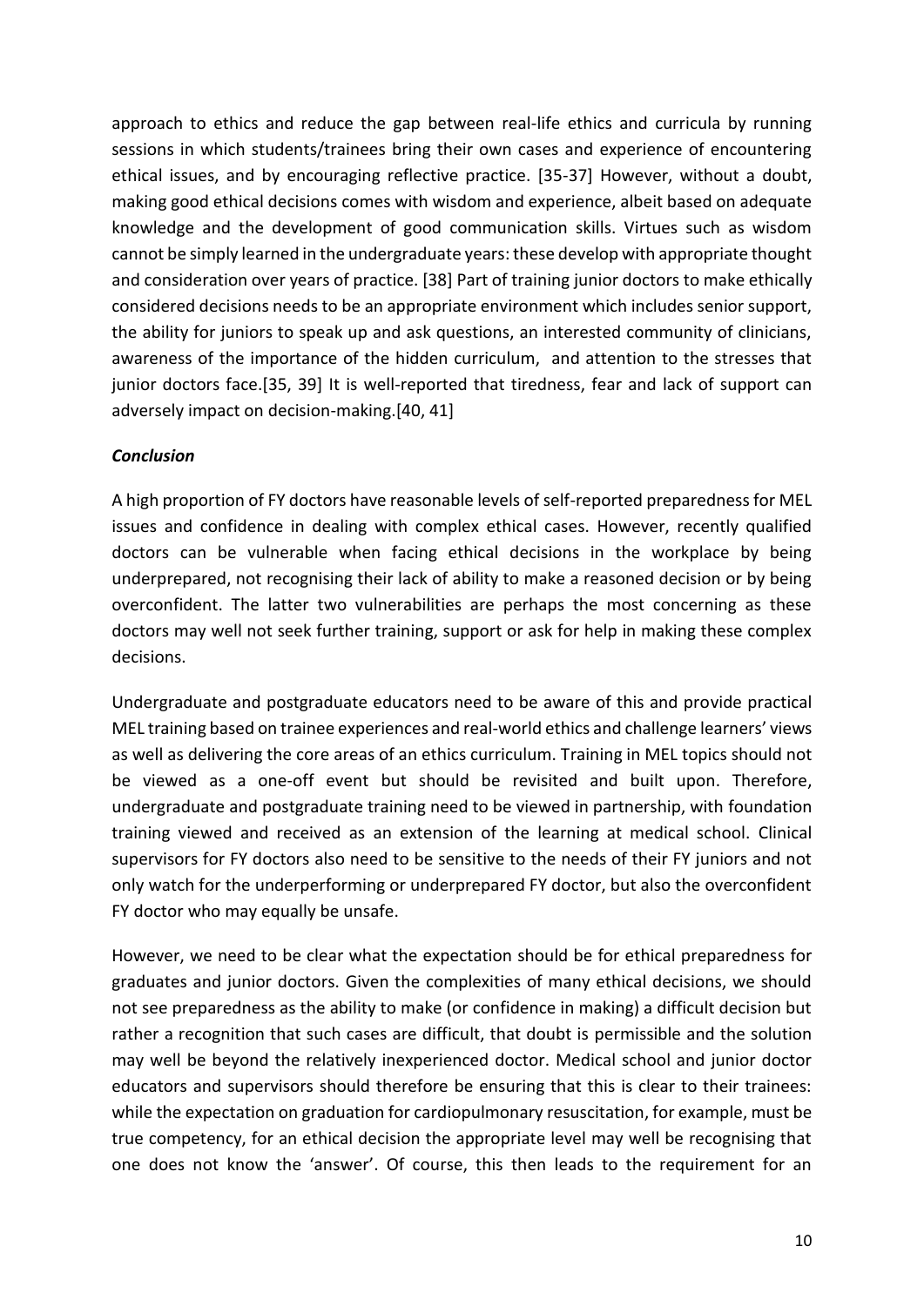approach to ethics and reduce the gap between real-life ethics and curricula by running sessions in which students/trainees bring their own cases and experience of encountering ethical issues, and by encouraging reflective practice. [35-37] However, without a doubt, making good ethical decisions comes with wisdom and experience, albeit based on adequate knowledge and the development of good communication skills. Virtues such as wisdom cannot be simply learned in the undergraduate years: these develop with appropriate thought and consideration over years of practice. [38] Part of training junior doctors to make ethically considered decisions needs to be an appropriate environment which includes senior support, the ability for juniors to speak up and ask questions, an interested community of clinicians, awareness of the importance of the hidden curriculum, and attention to the stresses that junior doctors face.[35, 39] It is well-reported that tiredness, fear and lack of support can adversely impact on decision-making.[40, 41]

***Conclusion***

A high proportion of FY doctors have reasonable levels of self-reported preparedness for MEL issues and confidence in dealing with complex ethical cases. However, recently qualified doctors can be vulnerable when facing ethical decisions in the workplace by being underprepared, not recognising their lack of ability to make a reasoned decision or by being overconfident. The latter two vulnerabilities are perhaps the most concerning as these doctors may well not seek further training, support or ask for help in making these complex decisions.

Undergraduate and postgraduate educators need to be aware of this and provide practical MEL training based on trainee experiences and real-world ethics and challenge learners' views as well as delivering the core areas of an ethics curriculum. Training in MEL topics should not be viewed as a one-off event but should be revisited and built upon. Therefore, undergraduate and postgraduate training need to be viewed in partnership, with foundation training viewed and received as an extension of the learning at medical school. Clinical supervisors for FY doctors also need to be sensitive to the needs of their FY juniors and not only watch for the underperforming or underprepared FY doctor, but also the overconfident FY doctor who may equally be unsafe.

However, we need to be clear what the expectation should be for ethical preparedness for graduates and junior doctors. Given the complexities of many ethical decisions, we should not see preparedness as the ability to make (or confidence in making) a difficult decision but rather a recognition that such cases are difficult, that doubt is permissible and the solution may well be beyond the relatively inexperienced doctor. Medical school and junior doctor educators and supervisors should therefore be ensuring that this is clear to their trainees: while the expectation on graduation for cardiopulmonary resuscitation, for example, must be true competency, for an ethical decision the appropriate level may well be recognising that one does not know the 'answer'. Of course, this then leads to the requirement for an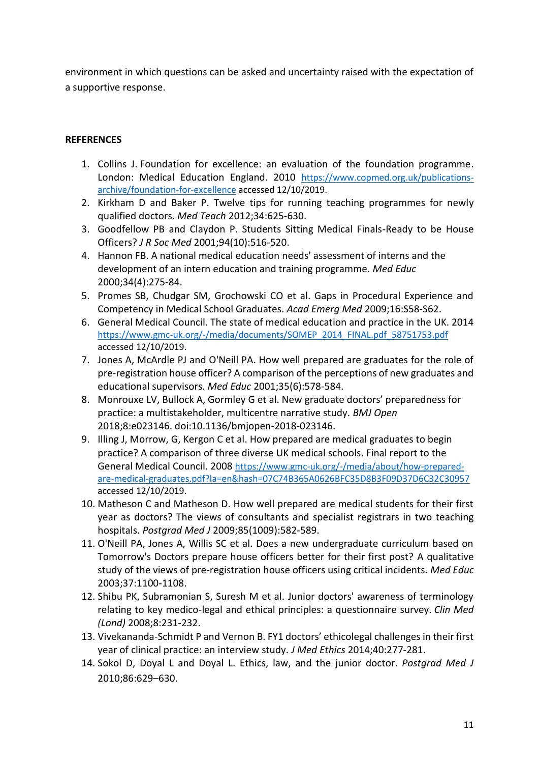environment in which questions can be asked and uncertainty raised with the expectation of a supportive response.

**REFERENCES**

1. Collins J. Foundation for excellence: an evaluation of the foundation programme. London: Medical Education England. 2010 https://www.copmed.org.uk/publications-archive/foundation-for-excellence accessed 12/10/2019.
2. Kirkham D and Baker P. Twelve tips for running teaching programmes for newly qualified doctors. *Med Teach* 2012;34:625-630.
3. Goodfellow PB and Claydon P. Students Sitting Medical Finals-Ready to be House Officers? *J R Soc Med* 2001;94(10):516-520.
4. Hannon FB. A national medical education needs' assessment of interns and the development of an intern education and training programme. *Med Educ* 2000;34(4):275-84.
5. Promes SB, Chudgar SM, Grochowski CO et al. Gaps in Procedural Experience and Competency in Medical School Graduates. *Acad Emerg Med* 2009;16:S58-S62.
6. General Medical Council. The state of medical education and practice in the UK. 2014 https://www.gmc-uk.org/-/media/documents/SOMEP_2014_FINAL.pdf_58751753.pdf accessed 12/10/2019.
7. Jones A, McArdle PJ and O'Neill PA. How well prepared are graduates for the role of pre-registration house officer? A comparison of the perceptions of new graduates and educational supervisors. *Med Educ* 2001;35(6):578-584.
8. Monrouxe LV, Bullock A, Gormley G et al. New graduate doctors' preparedness for practice: a multistakeholder, multicentre narrative study. *BMJ Open* 2018;8:e023146. doi:10.1136/bmjopen-2018-023146.
9. Illing J, Morrow, G, Kergon C et al. How prepared are medical graduates to begin practice? A comparison of three diverse UK medical schools. Final report to the General Medical Council. 2008 https://www.gmc-uk.org/-/media/about/how-prepared-are-medical-graduates.pdf?la=en&hash=07C74B365A0626BFC35D8B3F09D37D6C32C30957 accessed 12/10/2019.
10. Matheson C and Matheson D. How well prepared are medical students for their first year as doctors? The views of consultants and specialist registrars in two teaching hospitals. *Postgrad Med J* 2009;85(1009):582-589.
11. O'Neill PA, Jones A, Willis SC et al. Does a new undergraduate curriculum based on Tomorrow's Doctors prepare house officers better for their first post? A qualitative study of the views of pre-registration house officers using critical incidents. *Med Educ* 2003;37:1100-1108.
12. Shibu PK, Subramonian S, Suresh M et al. Junior doctors' awareness of terminology relating to key medico-legal and ethical principles: a questionnaire survey. *Clin Med (Lond)* 2008;8:231-232.
13. Vivekananda-Schmidt P and Vernon B. FY1 doctors' ethicolegal challenges in their first year of clinical practice: an interview study. *J Med Ethics* 2014;40:277-281.
14. Sokol D, Doyal L and Doyal L. Ethics, law, and the junior doctor. *Postgrad Med J* 2010;86:629–630.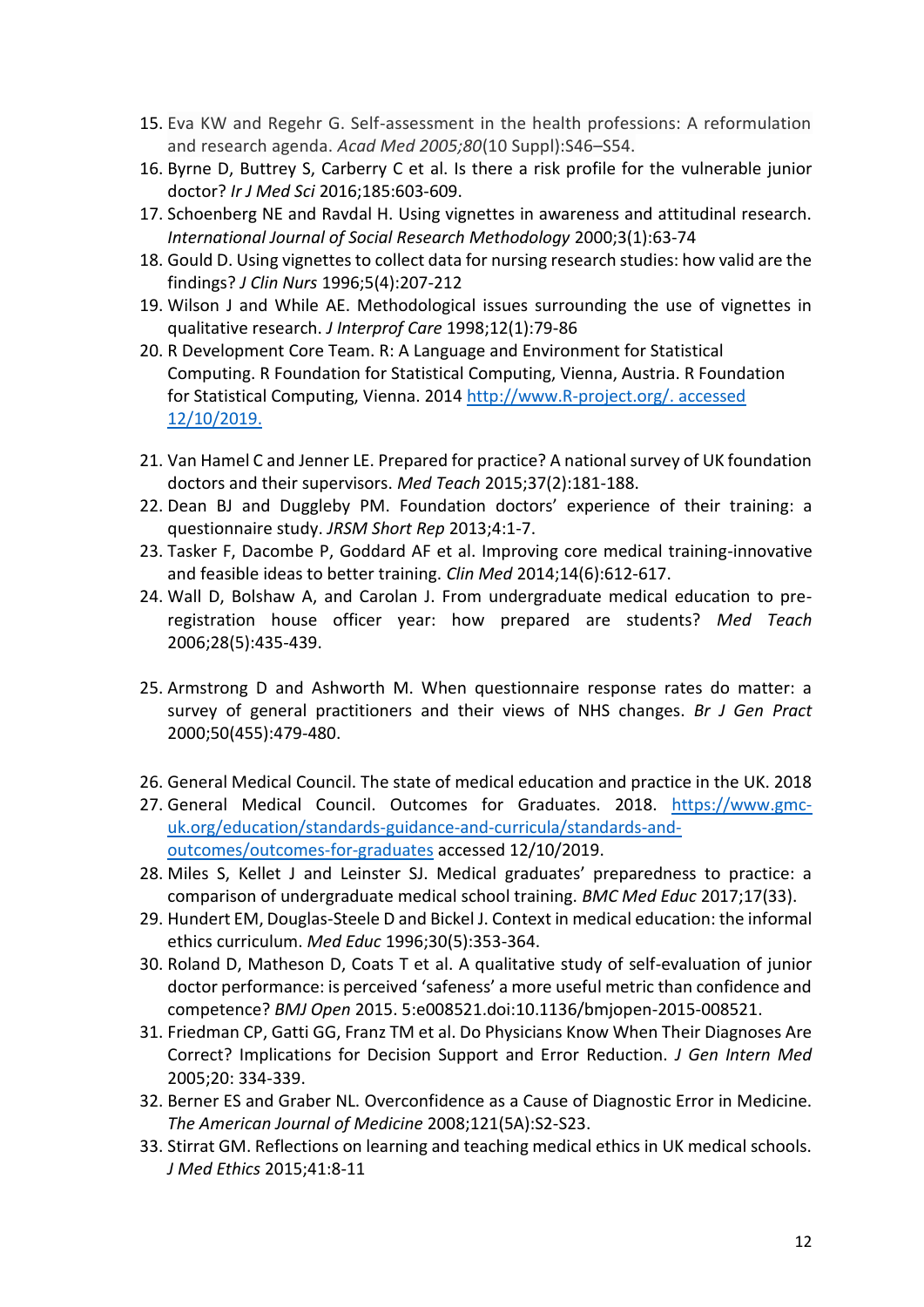15. Eva KW and Regehr G. Self-assessment in the health professions: A reformulation and research agenda. *Acad Med 2005;80*(10 Suppl):S46–S54.
16. Byrne D, Buttrey S, Carberry C et al. Is there a risk profile for the vulnerable junior doctor? *Ir J Med Sci* 2016;185:603-609.
17. Schoenberg NE and Ravdal H. Using vignettes in awareness and attitudinal research. *International Journal of Social Research Methodology* 2000;3(1):63-74
18. Gould D. Using vignettes to collect data for nursing research studies: how valid are the findings? *J Clin Nurs* 1996;5(4):207-212
19. Wilson J and While AE. Methodological issues surrounding the use of vignettes in qualitative research. *J Interprof Care* 1998;12(1):79-86
20. R Development Core Team. R: A Language and Environment for Statistical Computing. R Foundation for Statistical Computing, Vienna, Austria. R Foundation for Statistical Computing, Vienna. 2014 http://www.R-project.org/. accessed 12/10/2019.
21. Van Hamel C and Jenner LE. Prepared for practice? A national survey of UK foundation doctors and their supervisors. *Med Teach* 2015;37(2):181-188.
22. Dean BJ and Duggleby PM. Foundation doctors' experience of their training: a questionnaire study. *JRSM Short Rep* 2013;4:1-7.
23. Tasker F, Dacombe P, Goddard AF et al. Improving core medical training-innovative and feasible ideas to better training. *Clin Med* 2014;14(6):612-617.
24. Wall D, Bolshaw A, and Carolan J. From undergraduate medical education to pre-registration house officer year: how prepared are students? *Med Teach* 2006;28(5):435-439.
25. Armstrong D and Ashworth M. When questionnaire response rates do matter: a survey of general practitioners and their views of NHS changes. *Br J Gen Pract* 2000;50(455):479-480.
26. General Medical Council. The state of medical education and practice in the UK. 2018
27. General Medical Council. Outcomes for Graduates. 2018. https://www.gmc-uk.org/education/standards-guidance-and-curricula/standards-and-outcomes/outcomes-for-graduates accessed 12/10/2019.
28. Miles S, Kellet J and Leinster SJ. Medical graduates' preparedness to practice: a comparison of undergraduate medical school training. *BMC Med Educ* 2017;17(33).
29. Hundert EM, Douglas-Steele D and Bickel J. Context in medical education: the informal ethics curriculum. *Med Educ* 1996;30(5):353-364.
30. Roland D, Matheson D, Coats T et al. A qualitative study of self-evaluation of junior doctor performance: is perceived 'safeness' a more useful metric than confidence and competence? *BMJ Open* 2015. 5:e008521.doi:10.1136/bmjopen-2015-008521.
31. Friedman CP, Gatti GG, Franz TM et al. Do Physicians Know When Their Diagnoses Are Correct? Implications for Decision Support and Error Reduction. *J Gen Intern Med* 2005;20: 334-339.
32. Berner ES and Graber NL. Overconfidence as a Cause of Diagnostic Error in Medicine. *The American Journal of Medicine* 2008;121(5A):S2-S23.
33. Stirrat GM. Reflections on learning and teaching medical ethics in UK medical schools. *J Med Ethics* 2015;41:8-11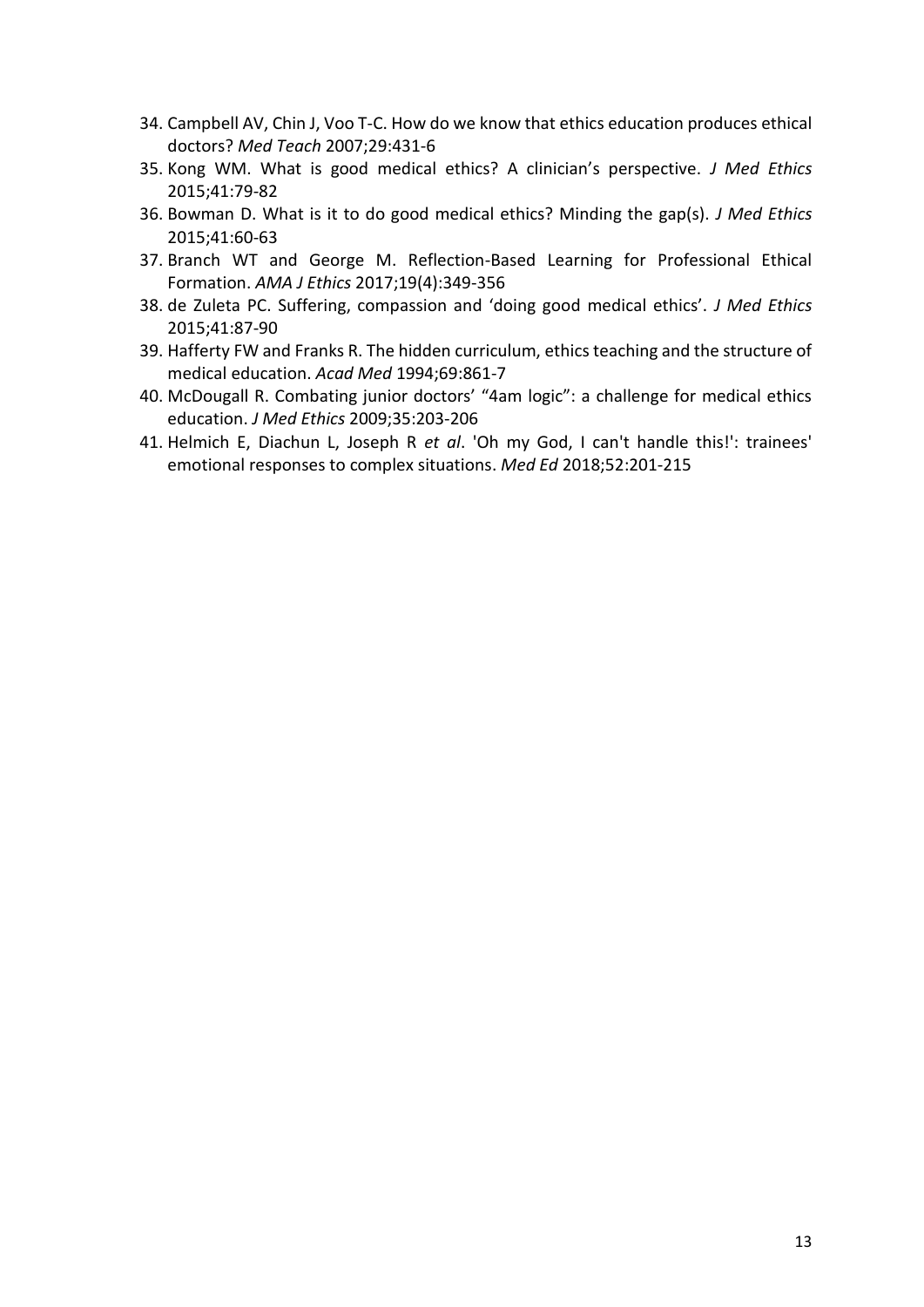34. Campbell AV, Chin J, Voo T-C. How do we know that ethics education produces ethical doctors? *Med Teach* 2007;29:431-6
35. Kong WM. What is good medical ethics? A clinician's perspective. *J Med Ethics* 2015;41:79-82
36. Bowman D. What is it to do good medical ethics? Minding the gap(s). *J Med Ethics* 2015;41:60-63
37. Branch WT and George M. Reflection-Based Learning for Professional Ethical Formation. *AMA J Ethics* 2017;19(4):349-356
38. de Zuleta PC. Suffering, compassion and 'doing good medical ethics'. *J Med Ethics* 2015;41:87-90
39. Hafferty FW and Franks R. The hidden curriculum, ethics teaching and the structure of medical education. *Acad Med* 1994;69:861-7
40. McDougall R. Combating junior doctors' "4am logic": a challenge for medical ethics education. *J Med Ethics* 2009;35:203-206
41. Helmich E, Diachun L, Joseph R *et al*. 'Oh my God, I can't handle this!': trainees' emotional responses to complex situations. *Med Ed* 2018;52:201-215